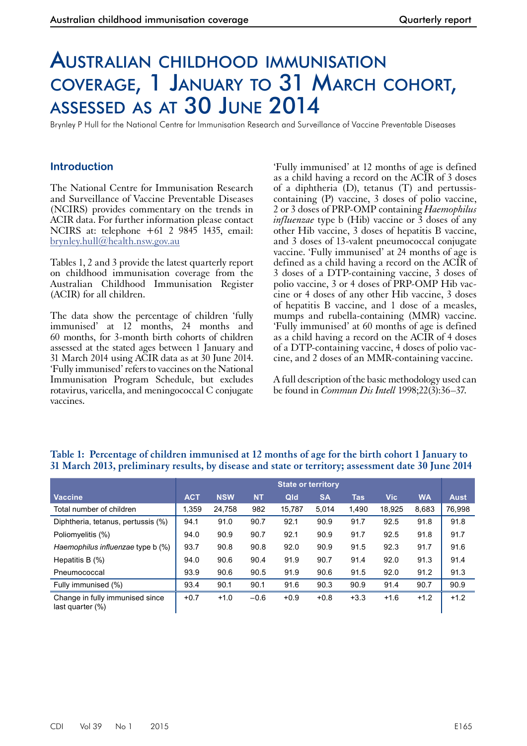# Australian childhood immunisation coverage, 1 January to 31 March cohort, assessed as at 30 June 2014

Brynley P Hull for the National Centre for Immunisation Research and Surveillance of Vaccine Preventable Diseases

## Introduction

The National Centre for Immunisation Research and Surveillance of Vaccine Preventable Diseases (NCIRS) provides commentary on the trends in ACIR data. For further information please contact NCIRS at: telephone +61 2 9845 1435, email: brynley.hull@health.nsw.gov.au

Tables 1, 2 and 3 provide the latest quarterly report on childhood immunisation coverage from the Australian Childhood Immunisation Register (ACIR) for all children.

The data show the percentage of children 'fully immunised' at 12 months, 24 months and 60 months, for 3-month birth cohorts of children assessed at the stated ages between 1 January and 31 March 2014 using ACIR data as at 30 June 2014. 'Fully immunised' refers to vaccines on the National Immunisation Program Schedule, but excludes rotavirus, varicella, and meningococcal C conjugate vaccines.

'Fully immunised' at 12 months of age is defined as a child having a record on the ACIR of 3 doses of a diphtheria (D), tetanus (T) and pertussis-containing (P) vaccine, 3 doses of polio vaccine, 2 or 3 doses of PRP-OMP containing *Haemophilus influenzae* type b (Hib) vaccine or 3 doses of any other Hib vaccine, 3 doses of hepatitis B vaccine, and 3 doses of 13-valent pneumococcal conjugate vaccine. 'Fully immunised' at 24 months of age is defined as a child having a record on the ACIR of 3 doses of a DTP-containing vaccine, 3 doses of polio vaccine, 3 or 4 doses of PRP-OMP Hib vaccine or 4 doses of any other Hib vaccine, 3 doses of hepatitis B vaccine, and 1 dose of a measles, mumps and rubella-containing (MMR) vaccine. 'Fully immunised' at 60 months of age is defined as a child having a record on the ACIR of 4 doses of a DTP-containing vaccine, 4 doses of polio vaccine, and 2 doses of an MMR-containing vaccine.

A full description of the basic methodology used can be found in *Commun Dis Intell* 1998;22(3):36–37.

**Table 1: Percentage of children immunised at 12 months of age for the birth cohort 1 January to 31 March 2013, preliminary results, by disease and state or territory; assessment date 30 June 2014**

| | State or territory | | | | | | | | |
|---|---|---|---|---|---|---|---|---|---|
| Vaccine | ACT | NSW | NT | Qld | SA | Tas | Vic | WA | Aust |
| Total number of children | 1,359 | 24,758 | 982 | 15,787 | 5,014 | 1,490 | 18,925 | 8,683 | 76,998 |
| Diphtheria, tetanus, pertussis (%) | 94.1 | 91.0 | 90.7 | 92.1 | 90.9 | 91.7 | 92.5 | 91.8 | 91.8 |
| Poliomyelitis (%) | 94.0 | 90.9 | 90.7 | 92.1 | 90.9 | 91.7 | 92.5 | 91.8 | 91.7 |
| *Haemophilus influenzae* type b (%) | 93.7 | 90.8 | 90.8 | 92.0 | 90.9 | 91.5 | 92.3 | 91.7 | 91.6 |
| Hepatitis B (%) | 94.0 | 90.6 | 90.4 | 91.9 | 90.7 | 91.4 | 92.0 | 91.3 | 91.4 |
| Pneumococcal | 93.9 | 90.6 | 90.5 | 91.9 | 90.6 | 91.5 | 92.0 | 91.2 | 91.3 |
| Fully immunised (%) | 93.4 | 90.1 | 90.1 | 91.6 | 90.3 | 90.9 | 91.4 | 90.7 | 90.9 |
| Change in fully immunised since last quarter (%) | +0.7 | +1.0 | −0.6 | +0.9 | +0.8 | +3.3 | +1.6 | +1.2 | +1.2 |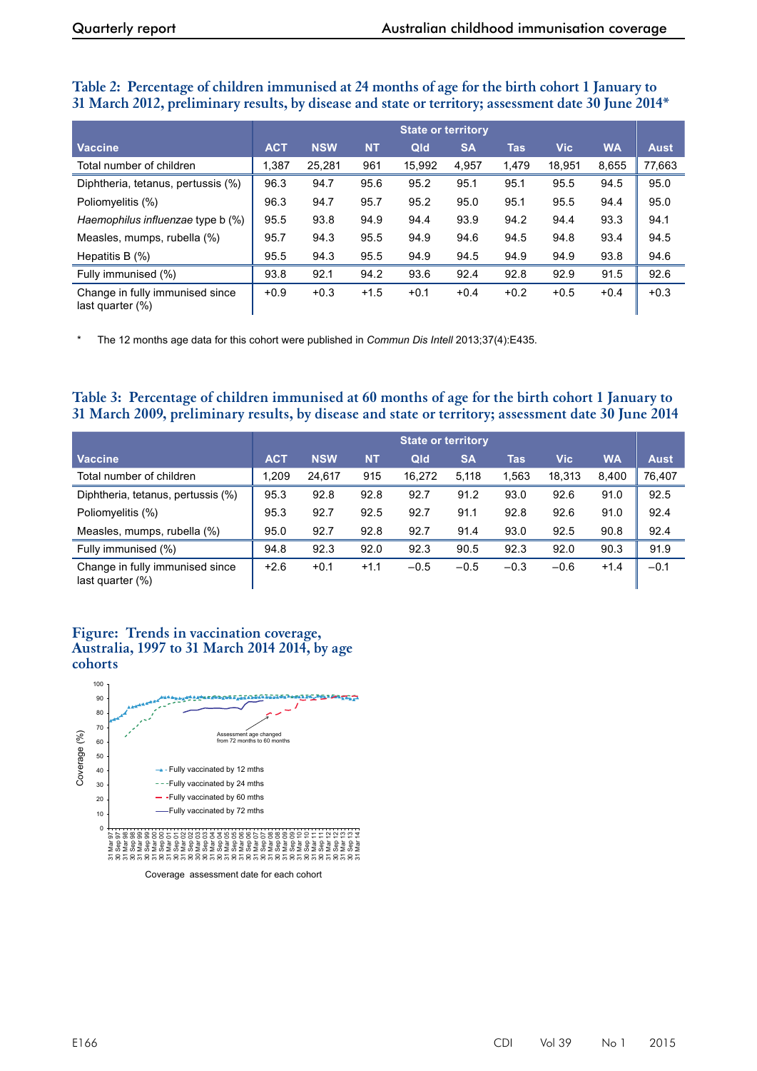**Table 2: Percentage of children immunised at 24 months of age for the birth cohort 1 January to 31 March 2012, preliminary results, by disease and state or territory; assessment date 30 June 2014***

| Vaccine | State or territory | | | | | | | | Aust |
|---|---|---|---|---|---|---|---|---|---|
| | ACT | NSW | NT | Qld | SA | Tas | Vic | WA | |
| Total number of children | 1,387 | 25,281 | 961 | 15,992 | 4,957 | 1,479 | 18,951 | 8,655 | 77,663 |
| Diphtheria, tetanus, pertussis (%) | 96.3 | 94.7 | 95.6 | 95.2 | 95.1 | 95.1 | 95.5 | 94.5 | 95.0 |
| Poliomyelitis (%) | 96.3 | 94.7 | 95.7 | 95.2 | 95.0 | 95.1 | 95.5 | 94.4 | 95.0 |
| *Haemophilus influenzae* type b (%) | 95.5 | 93.8 | 94.9 | 94.4 | 93.9 | 94.2 | 94.4 | 93.3 | 94.1 |
| Measles, mumps, rubella (%) | 95.7 | 94.3 | 95.5 | 94.9 | 94.6 | 94.5 | 94.8 | 93.4 | 94.5 |
| Hepatitis B (%) | 95.5 | 94.3 | 95.5 | 94.9 | 94.5 | 94.9 | 94.9 | 93.8 | 94.6 |
| Fully immunised (%) | 93.8 | 92.1 | 94.2 | 93.6 | 92.4 | 92.8 | 92.9 | 91.5 | 92.6 |
| Change in fully immunised since last quarter (%) | +0.9 | +0.3 | +1.5 | +0.1 | +0.4 | +0.2 | +0.5 | +0.4 | +0.3 |

\* The 12 months age data for this cohort were published in *Commun Dis Intell* 2013;37(4):E435.

**Table 3: Percentage of children immunised at 60 months of age for the birth cohort 1 January to 31 March 2009, preliminary results, by disease and state or territory; assessment date 30 June 2014**

| Vaccine | State or territory | | | | | | | | Aust |
|---|---|---|---|---|---|---|---|---|---|
| | ACT | NSW | NT | Qld | SA | Tas | Vic | WA | |
| Total number of children | 1,209 | 24,617 | 915 | 16,272 | 5,118 | 1,563 | 18,313 | 8,400 | 76,407 |
| Diphtheria, tetanus, pertussis (%) | 95.3 | 92.8 | 92.8 | 92.7 | 91.2 | 93.0 | 92.6 | 91.0 | 92.5 |
| Poliomyelitis (%) | 95.3 | 92.7 | 92.5 | 92.7 | 91.1 | 92.8 | 92.6 | 91.0 | 92.4 |
| Measles, mumps, rubella (%) | 95.0 | 92.7 | 92.8 | 92.7 | 91.4 | 93.0 | 92.5 | 90.8 | 92.4 |
| Fully immunised (%) | 94.8 | 92.3 | 92.0 | 92.3 | 90.5 | 92.3 | 92.0 | 90.3 | 91.9 |
| Change in fully immunised since last quarter (%) | +2.6 | +0.1 | +1.1 | −0.5 | −0.5 | −0.3 | −0.6 | +1.4 | −0.1 |

**Figure: Trends in vaccination coverage, Australia, 1997 to 31 March 2014 2014, by age cohorts**

Coverage (%)

100
90
80
70
60
50
40
30
20
10
0

Assessment age changed from 72 months to 60 months

Fully vaccinated by 12 mths
Fully vaccinated by 24 mths
Fully vaccinated by 60 mths
Fully vaccinated by 72 mths

31 Mar 97, 30 Sep 97, 31 Mar 98, 30 Sep 98, 31 Mar 99, 30 Sep 99, 31 Mar 00, 30 Sep 00, 31 Mar 01, 30 Sep 01, 31 Mar 02, 30 Sep 02, 31 Mar 03, 30 Sep 03, 31 Mar 04, 30 Sep 04, 31 Mar 05, 30 Sep 05, 31 Mar 06, 30 Sep 06, 31 Mar 07, 30 Sep 07, 31 Mar 08, 30 Sep 08, 31 Mar 09, 30 Sep 09, 31 Mar 10, 30 Sep 10, 31 Mar 11, 30 Sep 11, 31 Mar 12, 30 Sep 12, 31 Mar 13, 30 Sep 13, 31 Mar 14

Coverage assessment date for each cohort